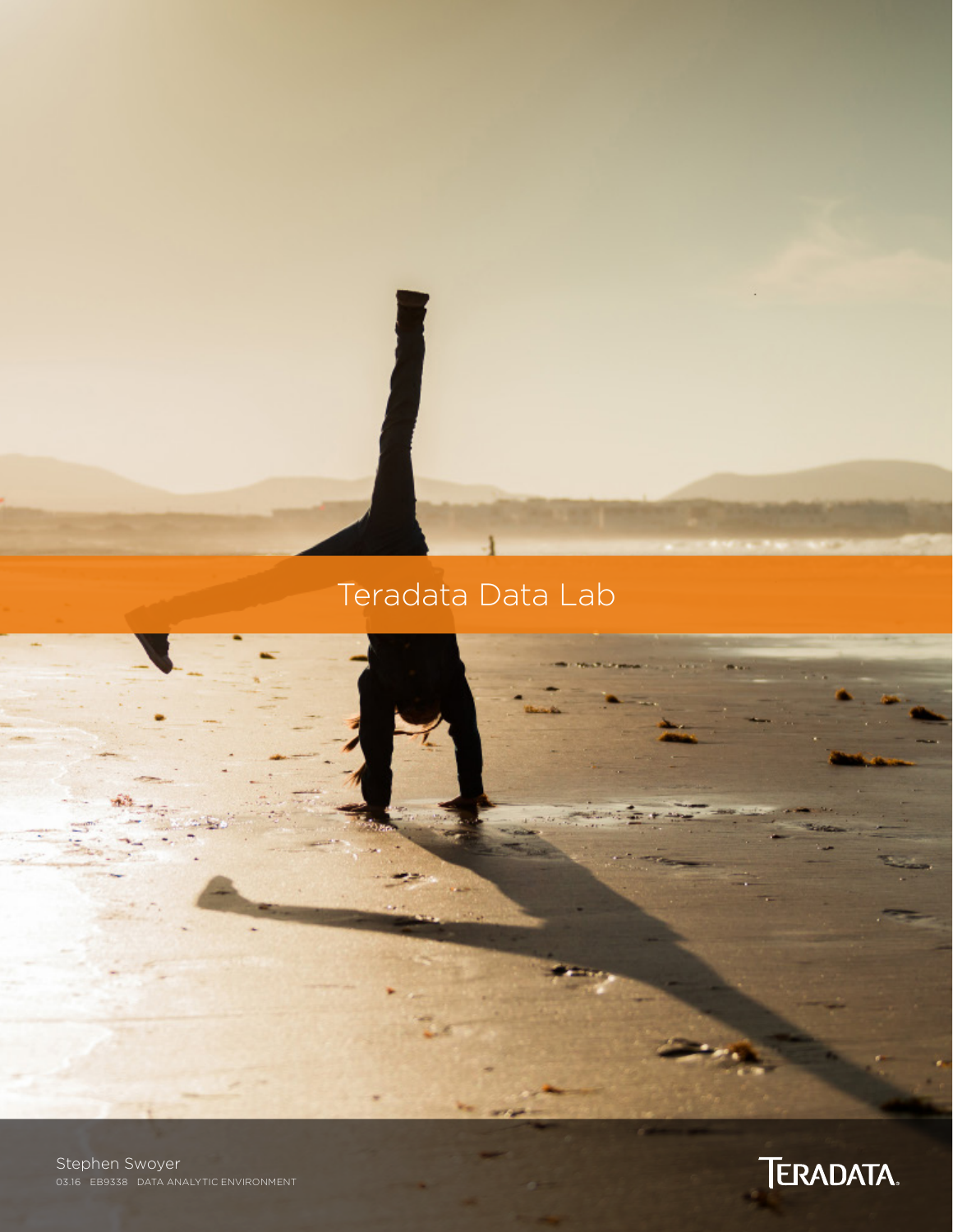# Teradata Data Lab

Stephen Swoyer

03.16 EB9338 DATA ANALYTIC ENVIRONMENT

TERADATA.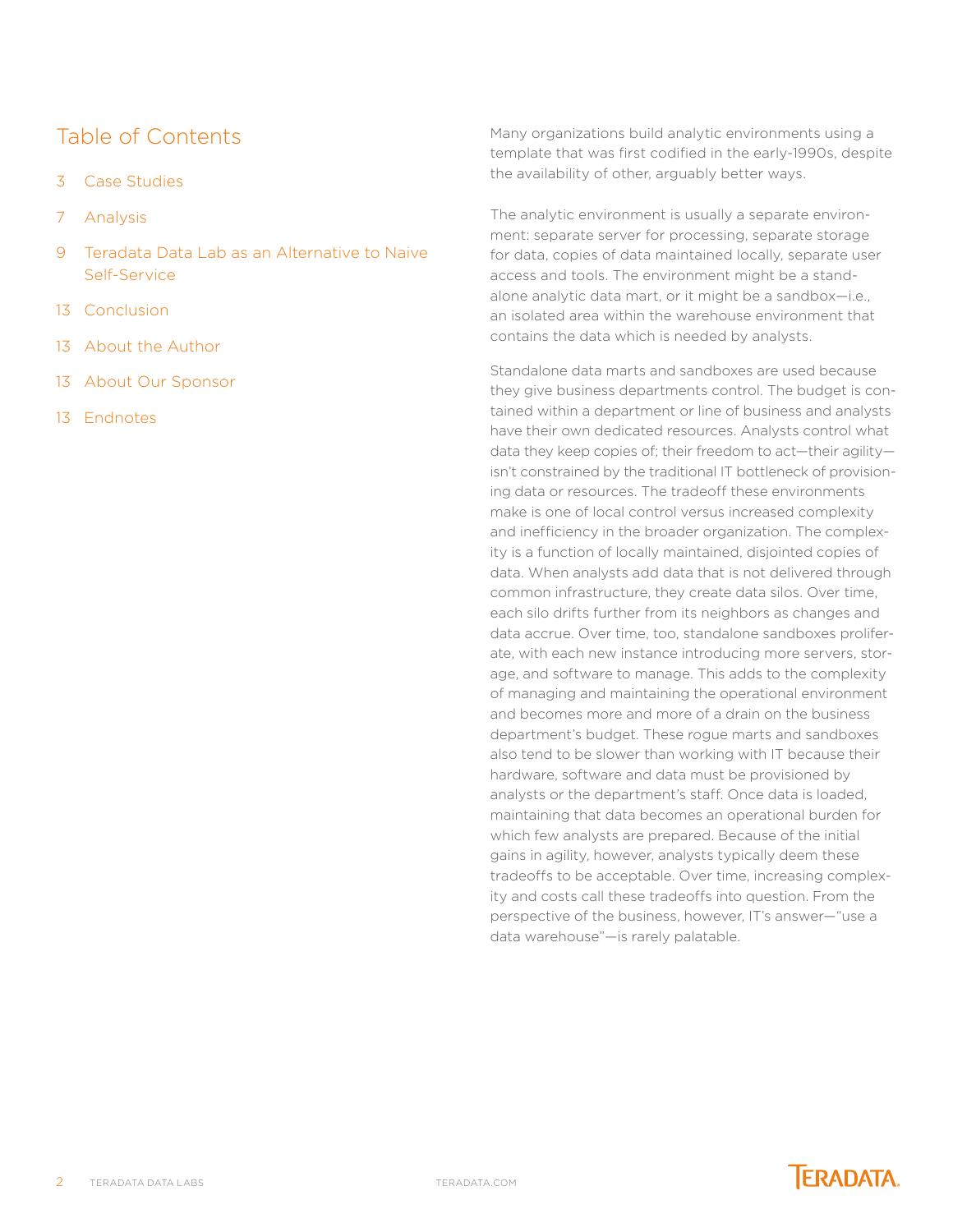## Table of Contents

- 3 Case Studies
- 7 Analysis
- 9 Teradata Data Lab as an Alternative to Naive Self-Service
- 13 Conclusion
- 13 About the Author
- 13 About Our Sponsor
- 13 Endnotes

Many organizations build analytic environments using a template that was first codified in the early-1990s, despite the availability of other, arguably better ways.

The analytic environment is usually a separate environment: separate server for processing, separate storage for data, copies of data maintained locally, separate user access and tools. The environment might be a standalone analytic data mart, or it might be a sandbox—i.e., an isolated area within the warehouse environment that contains the data which is needed by analysts.

Standalone data marts and sandboxes are used because they give business departments control. The budget is contained within a department or line of business and analysts have their own dedicated resources. Analysts control what data they keep copies of; their freedom to act—their agility—isn't constrained by the traditional IT bottleneck of provisioning data or resources. The tradeoff these environments make is one of local control versus increased complexity and inefficiency in the broader organization. The complexity is a function of locally maintained, disjointed copies of data. When analysts add data that is not delivered through common infrastructure, they create data silos. Over time, each silo drifts further from its neighbors as changes and data accrue. Over time, too, standalone sandboxes proliferate, with each new instance introducing more servers, storage, and software to manage. This adds to the complexity of managing and maintaining the operational environment and becomes more and more of a drain on the business department's budget. These rogue marts and sandboxes also tend to be slower than working with IT because their hardware, software and data must be provisioned by analysts or the department's staff. Once data is loaded, maintaining that data becomes an operational burden for which few analysts are prepared. Because of the initial gains in agility, however, analysts typically deem these tradeoffs to be acceptable. Over time, increasing complexity and costs call these tradeoffs into question. From the perspective of the business, however, IT's answer—"use a data warehouse"—is rarely palatable.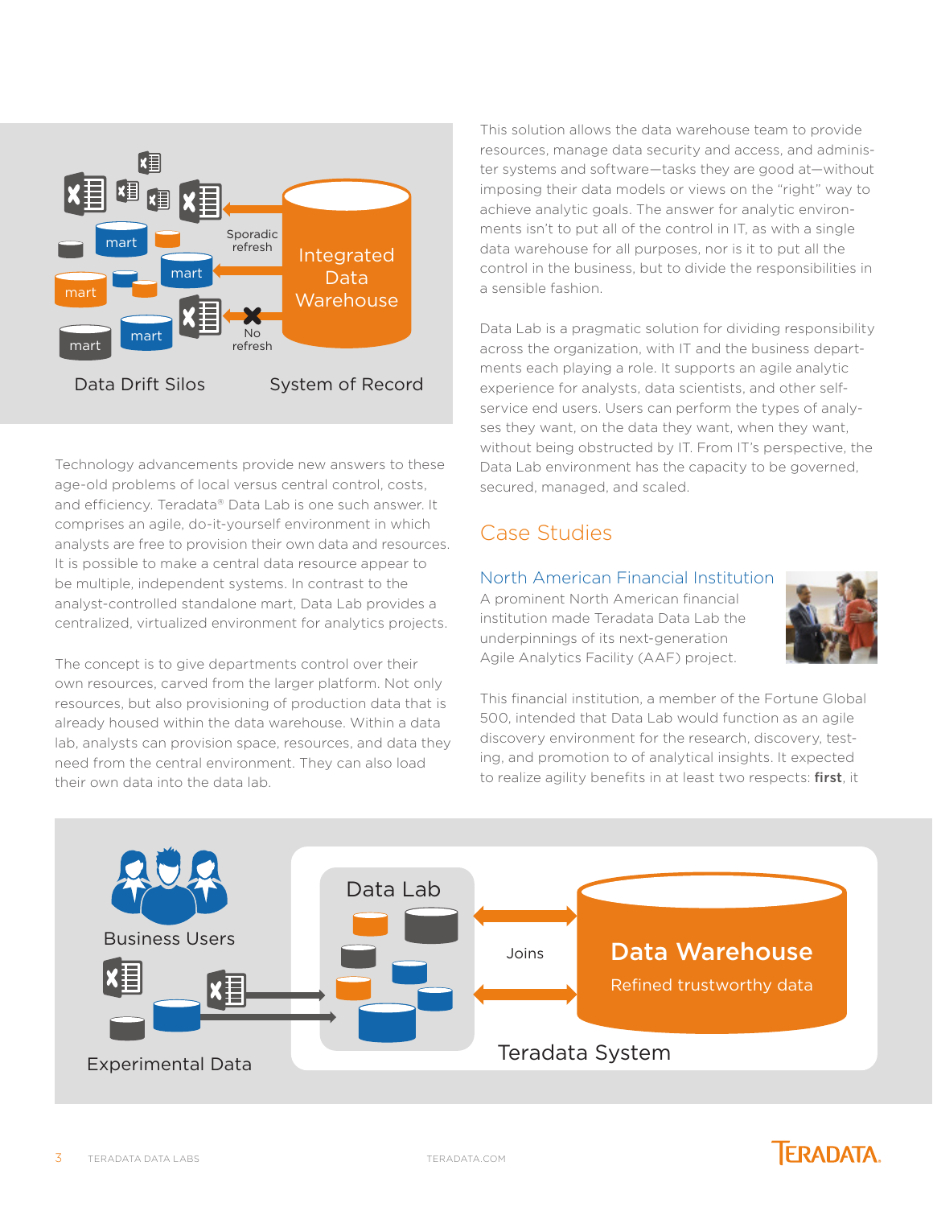Technology advancements provide new answers to these age-old problems of local versus central control, costs, and efficiency. Teradata® Data Lab is one such answer. It comprises an agile, do-it-yourself environment in which analysts are free to provision their own data and resources. It is possible to make a central data resource appear to be multiple, independent systems. In contrast to the analyst-controlled standalone mart, Data Lab provides a centralized, virtualized environment for analytics projects.

The concept is to give departments control over their own resources, carved from the larger platform. Not only resources, but also provisioning of production data that is already housed within the data warehouse. Within a data lab, analysts can provision space, resources, and data they need from the central environment. They can also load their own data into the data lab.

This solution allows the data warehouse team to provide resources, manage data security and access, and administer systems and software—tasks they are good at—without imposing their data models or views on the "right" way to achieve analytic goals. The answer for analytic environments isn't to put all of the control in IT, as with a single data warehouse for all purposes, nor is it to put all the control in the business, but to divide the responsibilities in a sensible fashion.

Data Lab is a pragmatic solution for dividing responsibility across the organization, with IT and the business departments each playing a role. It supports an agile analytic experience for analysts, data scientists, and other self-service end users. Users can perform the types of analyses they want, on the data they want, when they want, without being obstructed by IT. From IT's perspective, the Data Lab environment has the capacity to be governed, secured, managed, and scaled.

## Case Studies

### North American Financial Institution

A prominent North American financial institution made Teradata Data Lab the underpinnings of its next-generation Agile Analytics Facility (AAF) project.

This financial institution, a member of the Fortune Global 500, intended that Data Lab would function as an agile discovery environment for the research, discovery, testing, and promotion to of analytical insights. It expected to realize agility benefits in at least two respects: **first**, it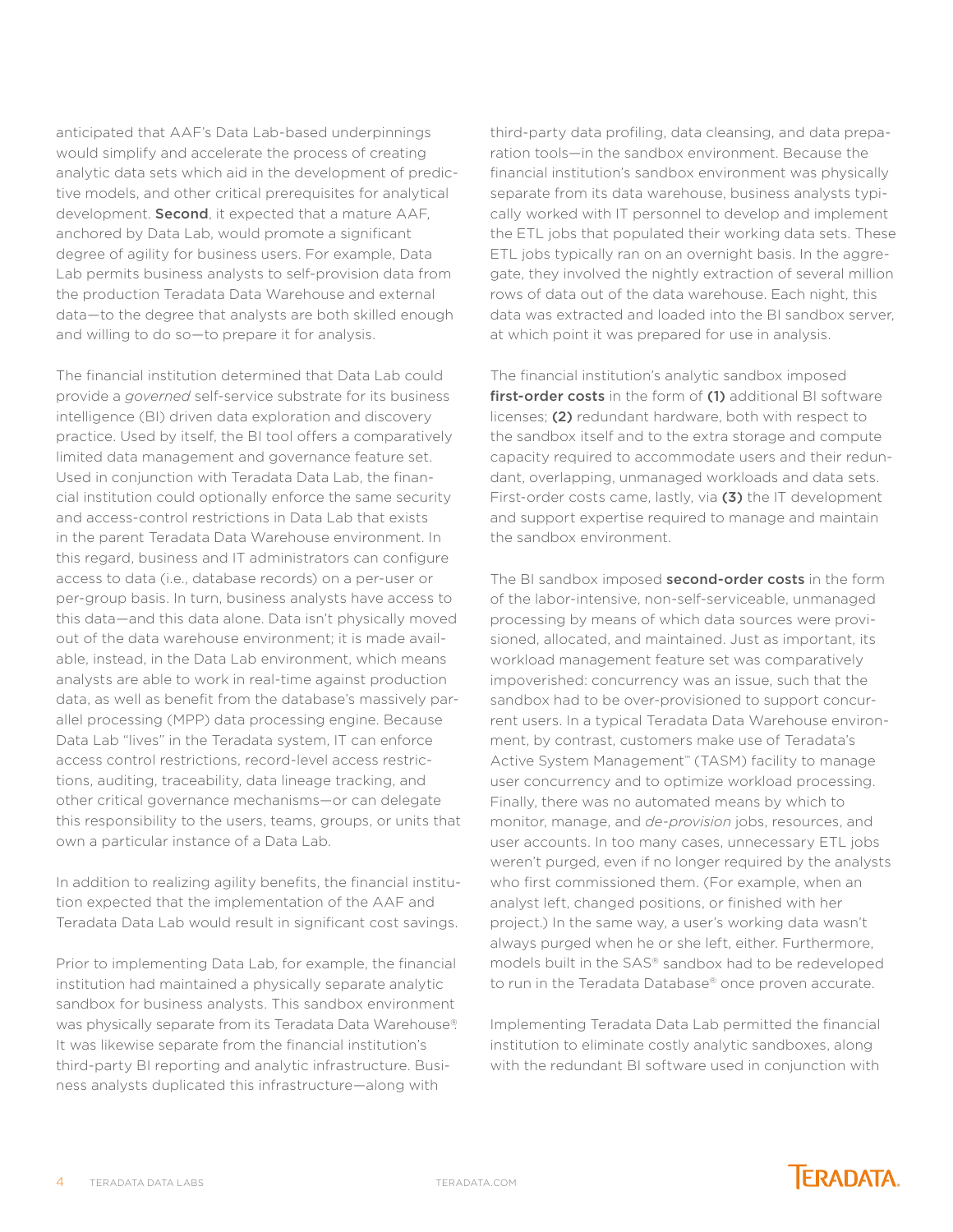anticipated that AAF's Data Lab-based underpinnings would simplify and accelerate the process of creating analytic data sets which aid in the development of predictive models, and other critical prerequisites for analytical development. **Second**, it expected that a mature AAF, anchored by Data Lab, would promote a significant degree of agility for business users. For example, Data Lab permits business analysts to self-provision data from the production Teradata Data Warehouse and external data—to the degree that analysts are both skilled enough and willing to do so—to prepare it for analysis.

The financial institution determined that Data Lab could provide a *governed* self-service substrate for its business intelligence (BI) driven data exploration and discovery practice. Used by itself, the BI tool offers a comparatively limited data management and governance feature set. Used in conjunction with Teradata Data Lab, the financial institution could optionally enforce the same security and access-control restrictions in Data Lab that exists in the parent Teradata Data Warehouse environment. In this regard, business and IT administrators can configure access to data (i.e., database records) on a per-user or per-group basis. In turn, business analysts have access to this data—and this data alone. Data isn't physically moved out of the data warehouse environment; it is made available, instead, in the Data Lab environment, which means analysts are able to work in real-time against production data, as well as benefit from the database's massively parallel processing (MPP) data processing engine. Because Data Lab "lives" in the Teradata system, IT can enforce access control restrictions, record-level access restrictions, auditing, traceability, data lineage tracking, and other critical governance mechanisms—or can delegate this responsibility to the users, teams, groups, or units that own a particular instance of a Data Lab.

In addition to realizing agility benefits, the financial institution expected that the implementation of the AAF and Teradata Data Lab would result in significant cost savings.

Prior to implementing Data Lab, for example, the financial institution had maintained a physically separate analytic sandbox for business analysts. This sandbox environment was physically separate from its Teradata Data Warehouse®. It was likewise separate from the financial institution's third-party BI reporting and analytic infrastructure. Business analysts duplicated this infrastructure—along with third-party data profiling, data cleansing, and data preparation tools—in the sandbox environment. Because the financial institution's sandbox environment was physically separate from its data warehouse, business analysts typically worked with IT personnel to develop and implement the ETL jobs that populated their working data sets. These ETL jobs typically ran on an overnight basis. In the aggregate, they involved the nightly extraction of several million rows of data out of the data warehouse. Each night, this data was extracted and loaded into the BI sandbox server, at which point it was prepared for use in analysis.

The financial institution's analytic sandbox imposed **first-order costs** in the form of **(1)** additional BI software licenses; **(2)** redundant hardware, both with respect to the sandbox itself and to the extra storage and compute capacity required to accommodate users and their redundant, overlapping, unmanaged workloads and data sets. First-order costs came, lastly, via **(3)** the IT development and support expertise required to manage and maintain the sandbox environment.

The BI sandbox imposed **second-order costs** in the form of the labor-intensive, non-self-serviceable, unmanaged processing by means of which data sources were provisioned, allocated, and maintained. Just as important, its workload management feature set was comparatively impoverished: concurrency was an issue, such that the sandbox had to be over-provisioned to support concurrent users. In a typical Teradata Data Warehouse environment, by contrast, customers make use of Teradata's Active System Management™ (TASM) facility to manage user concurrency and to optimize workload processing. Finally, there was no automated means by which to monitor, manage, and *de-provision* jobs, resources, and user accounts. In too many cases, unnecessary ETL jobs weren't purged, even if no longer required by the analysts who first commissioned them. (For example, when an analyst left, changed positions, or finished with her project.) In the same way, a user's working data wasn't always purged when he or she left, either. Furthermore, models built in the SAS® sandbox had to be redeveloped to run in the Teradata Database® once proven accurate.

Implementing Teradata Data Lab permitted the financial institution to eliminate costly analytic sandboxes, along with the redundant BI software used in conjunction with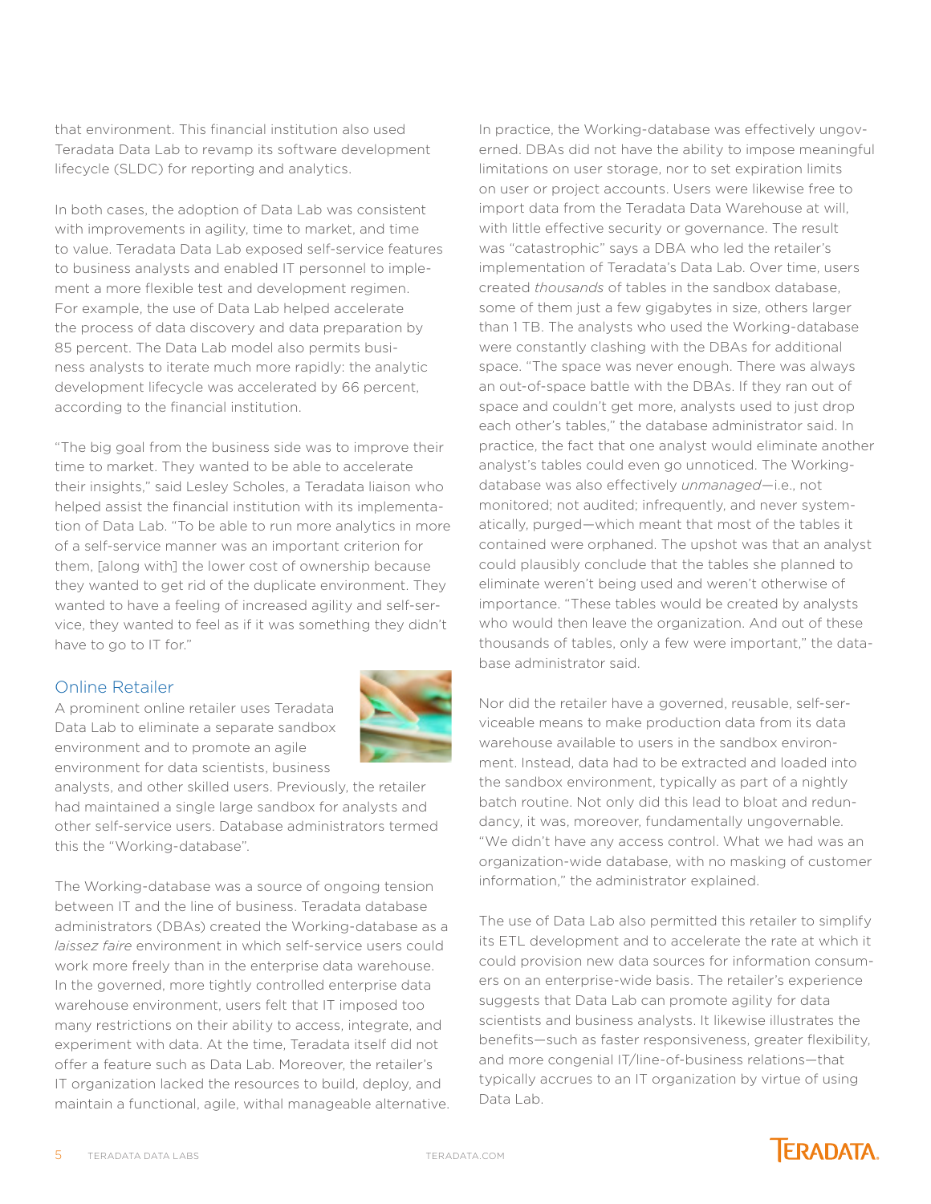that environment. This financial institution also used Teradata Data Lab to revamp its software development lifecycle (SLDC) for reporting and analytics.

In both cases, the adoption of Data Lab was consistent with improvements in agility, time to market, and time to value. Teradata Data Lab exposed self-service features to business analysts and enabled IT personnel to implement a more flexible test and development regimen. For example, the use of Data Lab helped accelerate the process of data discovery and data preparation by 85 percent. The Data Lab model also permits business analysts to iterate much more rapidly: the analytic development lifecycle was accelerated by 66 percent, according to the financial institution.

"The big goal from the business side was to improve their time to market. They wanted to be able to accelerate their insights," said Lesley Scholes, a Teradata liaison who helped assist the financial institution with its implementation of Data Lab. "To be able to run more analytics in more of a self-service manner was an important criterion for them, [along with] the lower cost of ownership because they wanted to get rid of the duplicate environment. They wanted to have a feeling of increased agility and self-service, they wanted to feel as if it was something they didn't have to go to IT for."

## Online Retailer

A prominent online retailer uses Teradata Data Lab to eliminate a separate sandbox environment and to promote an agile environment for data scientists, business analysts, and other skilled users. Previously, the retailer had maintained a single large sandbox for analysts and other self-service users. Database administrators termed this the "Working-database".

The Working-database was a source of ongoing tension between IT and the line of business. Teradata database administrators (DBAs) created the Working-database as a *laissez faire* environment in which self-service users could work more freely than in the enterprise data warehouse. In the governed, more tightly controlled enterprise data warehouse environment, users felt that IT imposed too many restrictions on their ability to access, integrate, and experiment with data. At the time, Teradata itself did not offer a feature such as Data Lab. Moreover, the retailer's IT organization lacked the resources to build, deploy, and maintain a functional, agile, withal manageable alternative.

In practice, the Working-database was effectively ungoverned. DBAs did not have the ability to impose meaningful limitations on user storage, nor to set expiration limits on user or project accounts. Users were likewise free to import data from the Teradata Data Warehouse at will, with little effective security or governance. The result was "catastrophic" says a DBA who led the retailer's implementation of Teradata's Data Lab. Over time, users created *thousands* of tables in the sandbox database, some of them just a few gigabytes in size, others larger than 1 TB. The analysts who used the Working-database were constantly clashing with the DBAs for additional space. "The space was never enough. There was always an out-of-space battle with the DBAs. If they ran out of space and couldn't get more, analysts used to just drop each other's tables," the database administrator said. In practice, the fact that one analyst would eliminate another analyst's tables could even go unnoticed. The Working-database was also effectively *unmanaged*—i.e., not monitored; not audited; infrequently, and never systematically, purged—which meant that most of the tables it contained were orphaned. The upshot was that an analyst could plausibly conclude that the tables she planned to eliminate weren't being used and weren't otherwise of importance. "These tables would be created by analysts who would then leave the organization. And out of these thousands of tables, only a few were important," the database administrator said.

Nor did the retailer have a governed, reusable, self-serviceable means to make production data from its data warehouse available to users in the sandbox environment. Instead, data had to be extracted and loaded into the sandbox environment, typically as part of a nightly batch routine. Not only did this lead to bloat and redundancy, it was, moreover, fundamentally ungovernable. "We didn't have any access control. What we had was an organization-wide database, with no masking of customer information," the administrator explained.

The use of Data Lab also permitted this retailer to simplify its ETL development and to accelerate the rate at which it could provision new data sources for information consumers on an enterprise-wide basis. The retailer's experience suggests that Data Lab can promote agility for data scientists and business analysts. It likewise illustrates the benefits—such as faster responsiveness, greater flexibility, and more congenial IT/line-of-business relations—that typically accrues to an IT organization by virtue of using Data Lab.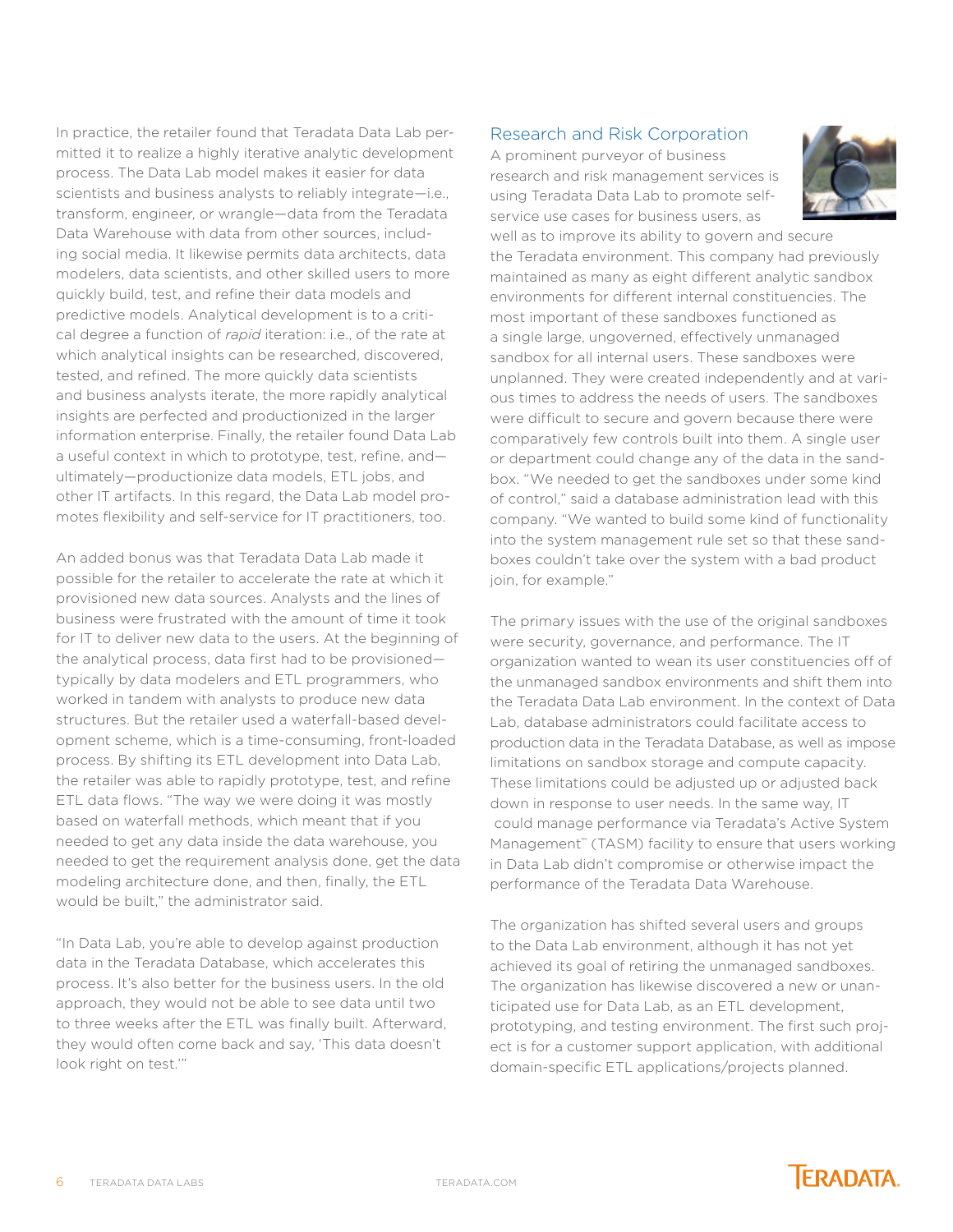In practice, the retailer found that Teradata Data Lab permitted it to realize a highly iterative analytic development process. The Data Lab model makes it easier for data scientists and business analysts to reliably integrate—i.e., transform, engineer, or wrangle—data from the Teradata Data Warehouse with data from other sources, including social media. It likewise permits data architects, data modelers, data scientists, and other skilled users to more quickly build, test, and refine their data models and predictive models. Analytical development is to a critical degree a function of *rapid* iteration: i.e., of the rate at which analytical insights can be researched, discovered, tested, and refined. The more quickly data scientists and business analysts iterate, the more rapidly analytical insights are perfected and productionized in the larger information enterprise. Finally, the retailer found Data Lab a useful context in which to prototype, test, refine, and—ultimately—productionize data models, ETL jobs, and other IT artifacts. In this regard, the Data Lab model promotes flexibility and self-service for IT practitioners, too.

An added bonus was that Teradata Data Lab made it possible for the retailer to accelerate the rate at which it provisioned new data sources. Analysts and the lines of business were frustrated with the amount of time it took for IT to deliver new data to the users. At the beginning of the analytical process, data first had to be provisioned—typically by data modelers and ETL programmers, who worked in tandem with analysts to produce new data structures. But the retailer used a waterfall-based development scheme, which is a time-consuming, front-loaded process. By shifting its ETL development into Data Lab, the retailer was able to rapidly prototype, test, and refine ETL data flows. "The way we were doing it was mostly based on waterfall methods, which meant that if you needed to get any data inside the data warehouse, you needed to get the requirement analysis done, get the data modeling architecture done, and then, finally, the ETL would be built," the administrator said.

"In Data Lab, you're able to develop against production data in the Teradata Database, which accelerates this process. It's also better for the business users. In the old approach, they would not be able to see data until two to three weeks after the ETL was finally built. Afterward, they would often come back and say, 'This data doesn't look right on test.'"

## Research and Risk Corporation

A prominent purveyor of business research and risk management services is using Teradata Data Lab to promote self-service use cases for business users, as well as to improve its ability to govern and secure the Teradata environment. This company had previously maintained as many as eight different analytic sandbox environments for different internal constituencies. The most important of these sandboxes functioned as a single large, ungoverned, effectively unmanaged sandbox for all internal users. These sandboxes were unplanned. They were created independently and at various times to address the needs of users. The sandboxes were difficult to secure and govern because there were comparatively few controls built into them. A single user or department could change any of the data in the sandbox. "We needed to get the sandboxes under some kind of control," said a database administration lead with this company. "We wanted to build some kind of functionality into the system management rule set so that these sandboxes couldn't take over the system with a bad product join, for example."

The primary issues with the use of the original sandboxes were security, governance, and performance. The IT organization wanted to wean its user constituencies off of the unmanaged sandbox environments and shift them into the Teradata Data Lab environment. In the context of Data Lab, database administrators could facilitate access to production data in the Teradata Database, as well as impose limitations on sandbox storage and compute capacity. These limitations could be adjusted up or adjusted back down in response to user needs. In the same way, IT could manage performance via Teradata's Active System Management™ (TASM) facility to ensure that users working in Data Lab didn't compromise or otherwise impact the performance of the Teradata Data Warehouse.

The organization has shifted several users and groups to the Data Lab environment, although it has not yet achieved its goal of retiring the unmanaged sandboxes. The organization has likewise discovered a new or unanticipated use for Data Lab, as an ETL development, prototyping, and testing environment. The first such project is for a customer support application, with additional domain-specific ETL applications/projects planned.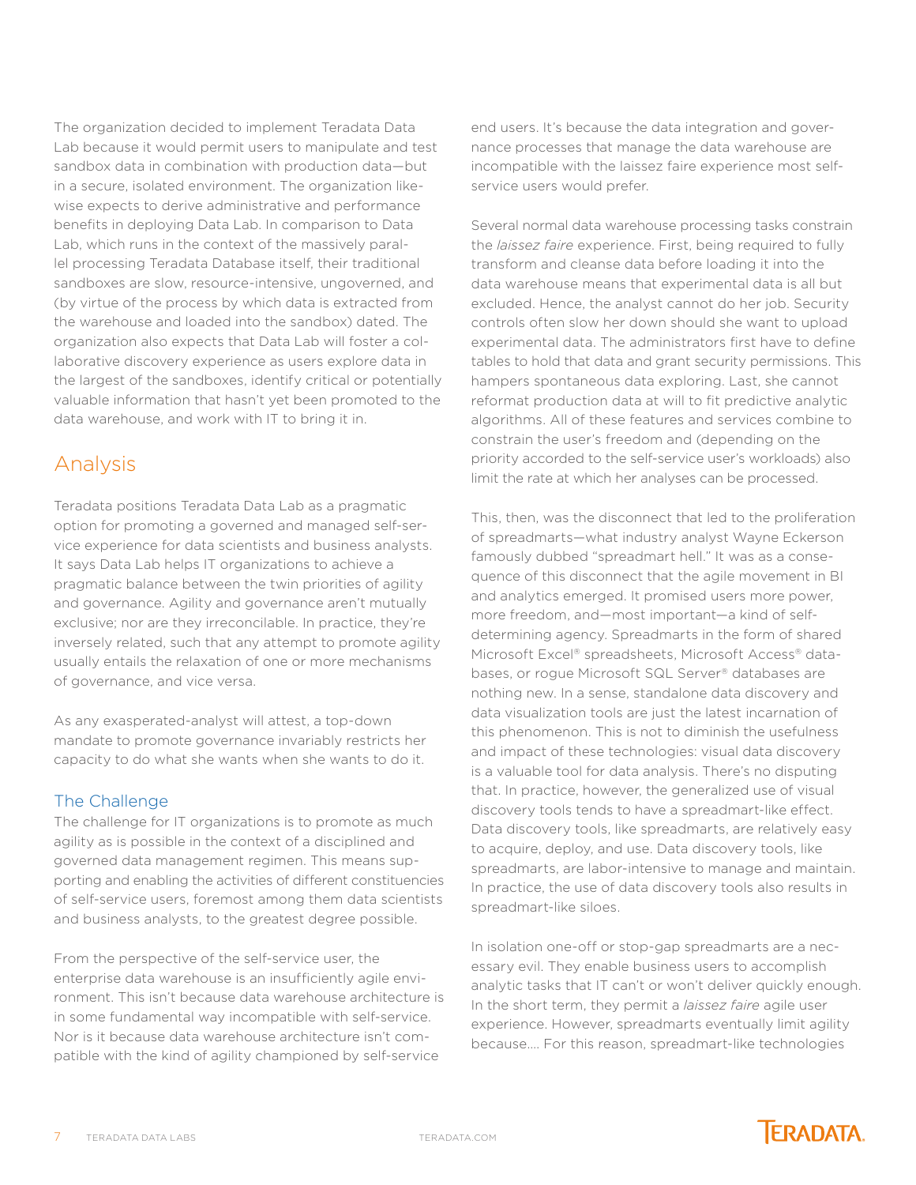The organization decided to implement Teradata Data Lab because it would permit users to manipulate and test sandbox data in combination with production data—but in a secure, isolated environment. The organization likewise expects to derive administrative and performance benefits in deploying Data Lab. In comparison to Data Lab, which runs in the context of the massively parallel processing Teradata Database itself, their traditional sandboxes are slow, resource-intensive, ungoverned, and (by virtue of the process by which data is extracted from the warehouse and loaded into the sandbox) dated. The organization also expects that Data Lab will foster a collaborative discovery experience as users explore data in the largest of the sandboxes, identify critical or potentially valuable information that hasn't yet been promoted to the data warehouse, and work with IT to bring it in.

## Analysis

Teradata positions Teradata Data Lab as a pragmatic option for promoting a governed and managed self-service experience for data scientists and business analysts. It says Data Lab helps IT organizations to achieve a pragmatic balance between the twin priorities of agility and governance. Agility and governance aren't mutually exclusive; nor are they irreconcilable. In practice, they're inversely related, such that any attempt to promote agility usually entails the relaxation of one or more mechanisms of governance, and vice versa.

As any exasperated-analyst will attest, a top-down mandate to promote governance invariably restricts her capacity to do what she wants when she wants to do it.

### The Challenge

The challenge for IT organizations is to promote as much agility as is possible in the context of a disciplined and governed data management regimen. This means supporting and enabling the activities of different constituencies of self-service users, foremost among them data scientists and business analysts, to the greatest degree possible.

From the perspective of the self-service user, the enterprise data warehouse is an insufficiently agile environment. This isn't because data warehouse architecture is in some fundamental way incompatible with self-service. Nor is it because data warehouse architecture isn't compatible with the kind of agility championed by self-service end users. It's because the data integration and governance processes that manage the data warehouse are incompatible with the laissez faire experience most self-service users would prefer.

Several normal data warehouse processing tasks constrain the *laissez faire* experience. First, being required to fully transform and cleanse data before loading it into the data warehouse means that experimental data is all but excluded. Hence, the analyst cannot do her job. Security controls often slow her down should she want to upload experimental data. The administrators first have to define tables to hold that data and grant security permissions. This hampers spontaneous data exploring. Last, she cannot reformat production data at will to fit predictive analytic algorithms. All of these features and services combine to constrain the user's freedom and (depending on the priority accorded to the self-service user's workloads) also limit the rate at which her analyses can be processed.

This, then, was the disconnect that led to the proliferation of spreadmarts—what industry analyst Wayne Eckerson famously dubbed "spreadmart hell." It was as a consequence of this disconnect that the agile movement in BI and analytics emerged. It promised users more power, more freedom, and—most important—a kind of self-determining agency. Spreadmarts in the form of shared Microsoft Excel® spreadsheets, Microsoft Access® databases, or rogue Microsoft SQL Server® databases are nothing new. In a sense, standalone data discovery and data visualization tools are just the latest incarnation of this phenomenon. This is not to diminish the usefulness and impact of these technologies: visual data discovery is a valuable tool for data analysis. There's no disputing that. In practice, however, the generalized use of visual discovery tools tends to have a spreadmart-like effect. Data discovery tools, like spreadmarts, are relatively easy to acquire, deploy, and use. Data discovery tools, like spreadmarts, are labor-intensive to manage and maintain. In practice, the use of data discovery tools also results in spreadmart-like siloes.

In isolation one-off or stop-gap spreadmarts are a necessary evil. They enable business users to accomplish analytic tasks that IT can't or won't deliver quickly enough. In the short term, they permit a *laissez faire* agile user experience. However, spreadmarts eventually limit agility because…. For this reason, spreadmart-like technologies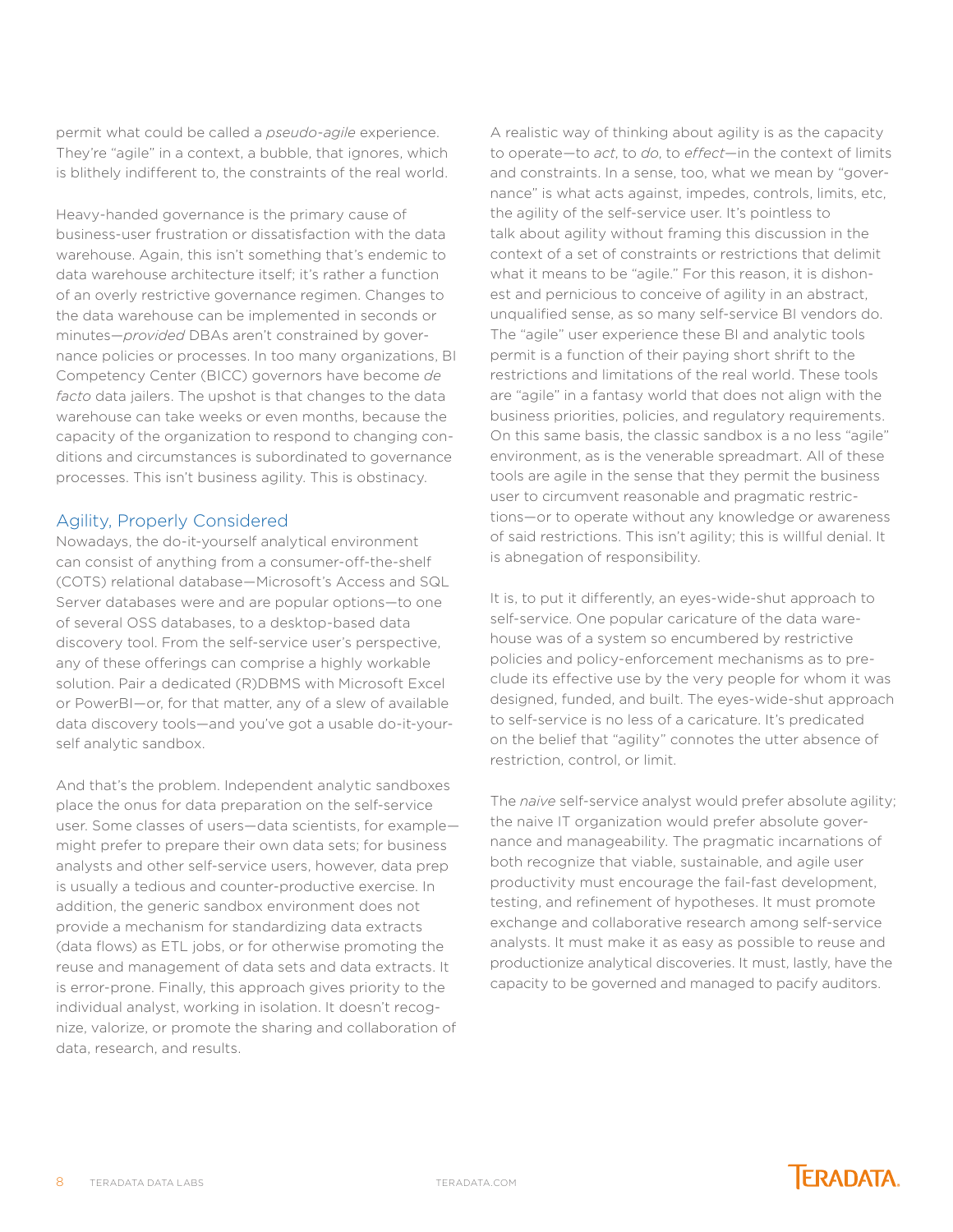permit what could be called a *pseudo-agile* experience. They're "agile" in a context, a bubble, that ignores, which is blithely indifferent to, the constraints of the real world.

Heavy-handed governance is the primary cause of business-user frustration or dissatisfaction with the data warehouse. Again, this isn't something that's endemic to data warehouse architecture itself; it's rather a function of an overly restrictive governance regimen. Changes to the data warehouse can be implemented in seconds or minutes—*provided* DBAs aren't constrained by governance policies or processes. In too many organizations, BI Competency Center (BICC) governors have become *de facto* data jailers. The upshot is that changes to the data warehouse can take weeks or even months, because the capacity of the organization to respond to changing conditions and circumstances is subordinated to governance processes. This isn't business agility. This is obstinacy.

## Agility, Properly Considered

Nowadays, the do-it-yourself analytical environment can consist of anything from a consumer-off-the-shelf (COTS) relational database—Microsoft's Access and SQL Server databases were and are popular options—to one of several OSS databases, to a desktop-based data discovery tool. From the self-service user's perspective, any of these offerings can comprise a highly workable solution. Pair a dedicated (R)DBMS with Microsoft Excel or PowerBI—or, for that matter, any of a slew of available data discovery tools—and you've got a usable do-it-yourself analytic sandbox.

And that's the problem. Independent analytic sandboxes place the onus for data preparation on the self-service user. Some classes of users—data scientists, for example—might prefer to prepare their own data sets; for business analysts and other self-service users, however, data prep is usually a tedious and counter-productive exercise. In addition, the generic sandbox environment does not provide a mechanism for standardizing data extracts (data flows) as ETL jobs, or for otherwise promoting the reuse and management of data sets and data extracts. It is error-prone. Finally, this approach gives priority to the individual analyst, working in isolation. It doesn't recognize, valorize, or promote the sharing and collaboration of data, research, and results.

A realistic way of thinking about agility is as the capacity to operate—to *act*, to *do*, to *effect*—in the context of limits and constraints. In a sense, too, what we mean by "governance" is what acts against, impedes, controls, limits, etc, the agility of the self-service user. It's pointless to talk about agility without framing this discussion in the context of a set of constraints or restrictions that delimit what it means to be "agile." For this reason, it is dishonest and pernicious to conceive of agility in an abstract, unqualified sense, as so many self-service BI vendors do. The "agile" user experience these BI and analytic tools permit is a function of their paying short shrift to the restrictions and limitations of the real world. These tools are "agile" in a fantasy world that does not align with the business priorities, policies, and regulatory requirements. On this same basis, the classic sandbox is a no less "agile" environment, as is the venerable spreadmart. All of these tools are agile in the sense that they permit the business user to circumvent reasonable and pragmatic restrictions—or to operate without any knowledge or awareness of said restrictions. This isn't agility; this is willful denial. It is abnegation of responsibility.

It is, to put it differently, an eyes-wide-shut approach to self-service. One popular caricature of the data warehouse was of a system so encumbered by restrictive policies and policy-enforcement mechanisms as to preclude its effective use by the very people for whom it was designed, funded, and built. The eyes-wide-shut approach to self-service is no less of a caricature. It's predicated on the belief that "agility" connotes the utter absence of restriction, control, or limit.

The *naive* self-service analyst would prefer absolute agility; the naive IT organization would prefer absolute governance and manageability. The pragmatic incarnations of both recognize that viable, sustainable, and agile user productivity must encourage the fail-fast development, testing, and refinement of hypotheses. It must promote exchange and collaborative research among self-service analysts. It must make it as easy as possible to reuse and productionize analytical discoveries. It must, lastly, have the capacity to be governed and managed to pacify auditors.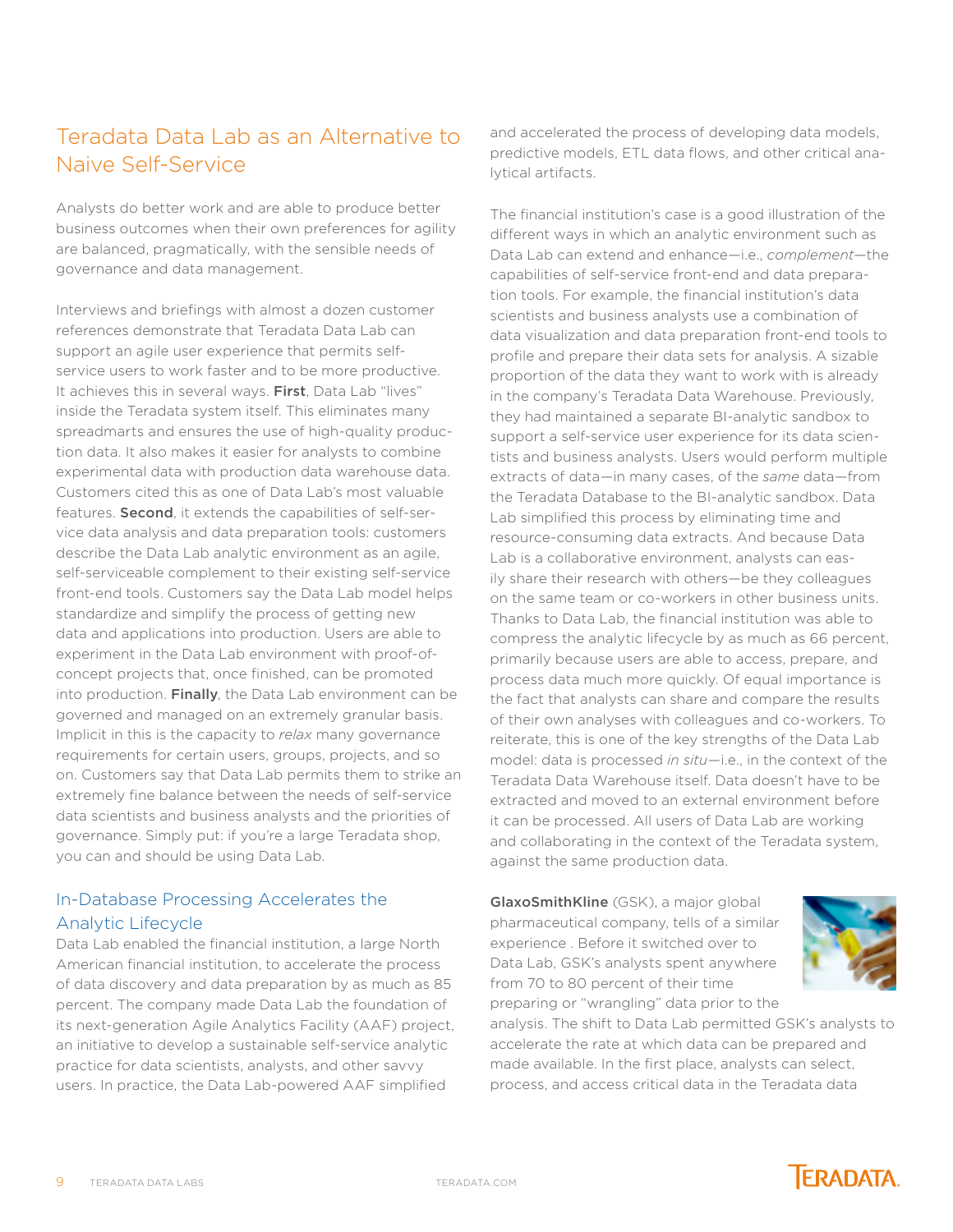## Teradata Data Lab as an Alternative to Naive Self-Service

Analysts do better work and are able to produce better business outcomes when their own preferences for agility are balanced, pragmatically, with the sensible needs of governance and data management.

Interviews and briefings with almost a dozen customer references demonstrate that Teradata Data Lab can support an agile user experience that permits self-service users to work faster and to be more productive. It achieves this in several ways. **First**, Data Lab "lives" inside the Teradata system itself. This eliminates many spreadmarts and ensures the use of high-quality production data. It also makes it easier for analysts to combine experimental data with production data warehouse data. Customers cited this as one of Data Lab's most valuable features. **Second**, it extends the capabilities of self-service data analysis and data preparation tools: customers describe the Data Lab analytic environment as an agile, self-serviceable complement to their existing self-service front-end tools. Customers say the Data Lab model helps standardize and simplify the process of getting new data and applications into production. Users are able to experiment in the Data Lab environment with proof-of-concept projects that, once finished, can be promoted into production. **Finally**, the Data Lab environment can be governed and managed on an extremely granular basis. Implicit in this is the capacity to *relax* many governance requirements for certain users, groups, projects, and so on. Customers say that Data Lab permits them to strike an extremely fine balance between the needs of self-service data scientists and business analysts and the priorities of governance. Simply put: if you're a large Teradata shop, you can and should be using Data Lab.

### In-Database Processing Accelerates the Analytic Lifecycle

Data Lab enabled the financial institution, a large North American financial institution, to accelerate the process of data discovery and data preparation by as much as 85 percent. The company made Data Lab the foundation of its next-generation Agile Analytics Facility (AAF) project, an initiative to develop a sustainable self-service analytic practice for data scientists, analysts, and other savvy users. In practice, the Data Lab-powered AAF simplified and accelerated the process of developing data models, predictive models, ETL data flows, and other critical analytical artifacts.

The financial institution's case is a good illustration of the different ways in which an analytic environment such as Data Lab can extend and enhance—i.e., *complement*—the capabilities of self-service front-end and data preparation tools. For example, the financial institution's data scientists and business analysts use a combination of data visualization and data preparation front-end tools to profile and prepare their data sets for analysis. A sizable proportion of the data they want to work with is already in the company's Teradata Data Warehouse. Previously, they had maintained a separate BI-analytic sandbox to support a self-service user experience for its data scientists and business analysts. Users would perform multiple extracts of data—in many cases, of the *same* data—from the Teradata Database to the BI-analytic sandbox. Data Lab simplified this process by eliminating time and resource-consuming data extracts. And because Data Lab is a collaborative environment, analysts can easily share their research with others—be they colleagues on the same team or co-workers in other business units. Thanks to Data Lab, the financial institution was able to compress the analytic lifecycle by as much as 66 percent, primarily because users are able to access, prepare, and process data much more quickly. Of equal importance is the fact that analysts can share and compare the results of their own analyses with colleagues and co-workers. To reiterate, this is one of the key strengths of the Data Lab model: data is processed *in situ*—i.e., in the context of the Teradata Data Warehouse itself. Data doesn't have to be extracted and moved to an external environment before it can be processed. All users of Data Lab are working and collaborating in the context of the Teradata system, against the same production data.

**GlaxoSmithKline** (GSK), a major global pharmaceutical company, tells of a similar experience . Before it switched over to Data Lab, GSK's analysts spent anywhere from 70 to 80 percent of their time preparing or "wrangling" data prior to the analysis. The shift to Data Lab permitted GSK's analysts to accelerate the rate at which data can be prepared and made available. In the first place, analysts can select, process, and access critical data in the Teradata data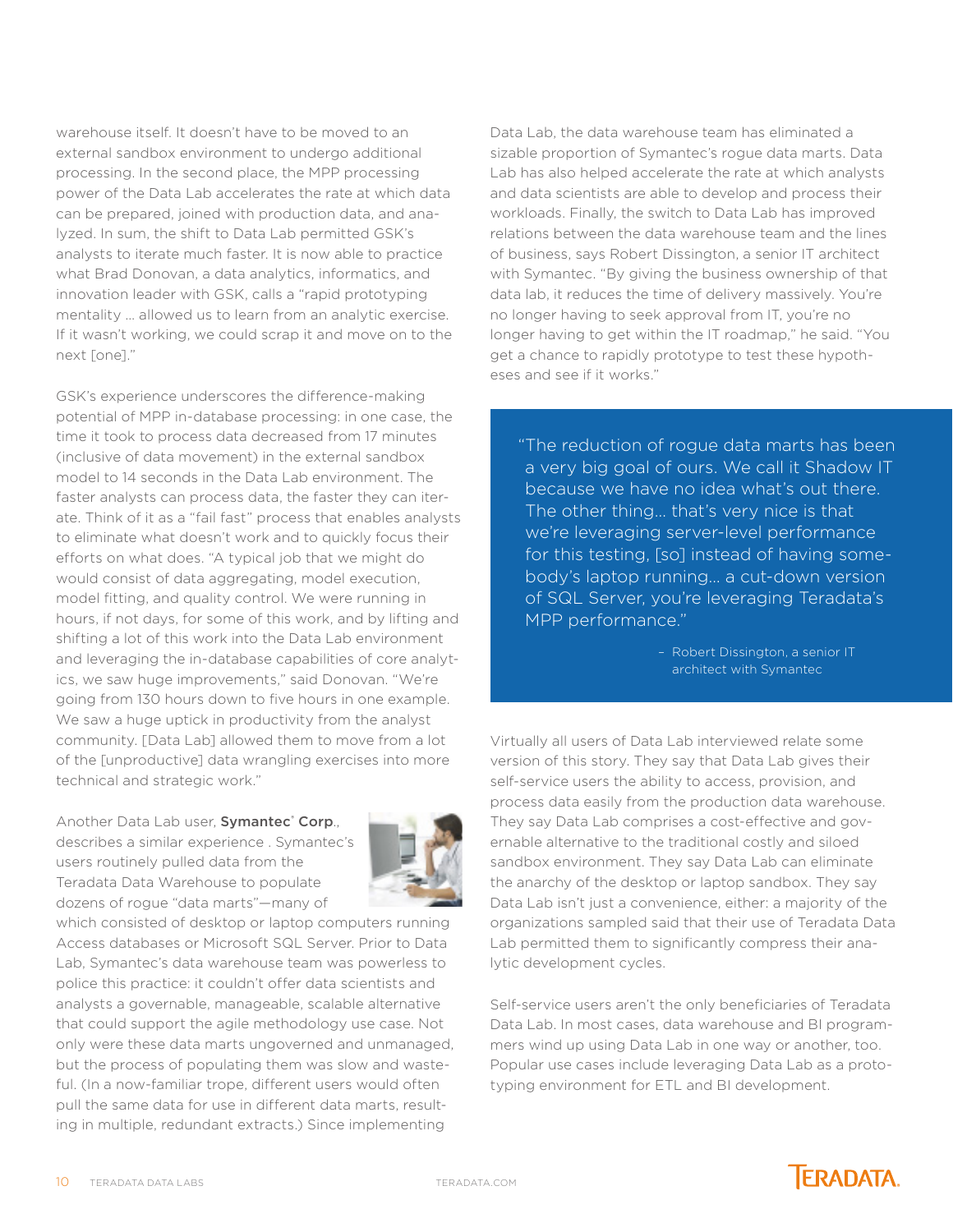warehouse itself. It doesn't have to be moved to an external sandbox environment to undergo additional processing. In the second place, the MPP processing power of the Data Lab accelerates the rate at which data can be prepared, joined with production data, and analyzed. In sum, the shift to Data Lab permitted GSK's analysts to iterate much faster. It is now able to practice what Brad Donovan, a data analytics, informatics, and innovation leader with GSK, calls a "rapid prototyping mentality … allowed us to learn from an analytic exercise. If it wasn't working, we could scrap it and move on to the next [one]."

GSK's experience underscores the difference-making potential of MPP in-database processing: in one case, the time it took to process data decreased from 17 minutes (inclusive of data movement) in the external sandbox model to 14 seconds in the Data Lab environment. The faster analysts can process data, the faster they can iterate. Think of it as a "fail fast" process that enables analysts to eliminate what doesn't work and to quickly focus their efforts on what does. "A typical job that we might do would consist of data aggregating, model execution, model fitting, and quality control. We were running in hours, if not days, for some of this work, and by lifting and shifting a lot of this work into the Data Lab environment and leveraging the in-database capabilities of core analytics, we saw huge improvements," said Donovan. "We're going from 130 hours down to five hours in one example. We saw a huge uptick in productivity from the analyst community. [Data Lab] allowed them to move from a lot of the [unproductive] data wrangling exercises into more technical and strategic work."

Another Data Lab user, **Symantec® Corp.**, describes a similar experience . Symantec's users routinely pulled data from the Teradata Data Warehouse to populate dozens of rogue "data marts"—many of which consisted of desktop or laptop computers running Access databases or Microsoft SQL Server. Prior to Data Lab, Symantec's data warehouse team was powerless to police this practice: it couldn't offer data scientists and analysts a governable, manageable, scalable alternative that could support the agile methodology use case. Not only were these data marts ungoverned and unmanaged, but the process of populating them was slow and wasteful. (In a now-familiar trope, different users would often pull the same data for use in different data marts, resulting in multiple, redundant extracts.) Since implementing Data Lab, the data warehouse team has eliminated a sizable proportion of Symantec's rogue data marts. Data Lab has also helped accelerate the rate at which analysts and data scientists are able to develop and process their workloads. Finally, the switch to Data Lab has improved relations between the data warehouse team and the lines of business, says Robert Dissington, a senior IT architect with Symantec. "By giving the business ownership of that data lab, it reduces the time of delivery massively. You're no longer having to seek approval from IT, you're no longer having to get within the IT roadmap," he said. "You get a chance to rapidly prototype to test these hypotheses and see if it works."

> "The reduction of rogue data marts has been a very big goal of ours. We call it Shadow IT because we have no idea what's out there. The other thing… that's very nice is that we're leveraging server-level performance for this testing, [so] instead of having somebody's laptop running… a cut-down version of SQL Server, you're leveraging Teradata's MPP performance."
>
> – Robert Dissington, a senior IT architect with Symantec

Virtually all users of Data Lab interviewed relate some version of this story. They say that Data Lab gives their self-service users the ability to access, provision, and process data easily from the production data warehouse. They say Data Lab comprises a cost-effective and governable alternative to the traditional costly and siloed sandbox environment. They say Data Lab can eliminate the anarchy of the desktop or laptop sandbox. They say Data Lab isn't just a convenience, either: a majority of the organizations sampled said that their use of Teradata Data Lab permitted them to significantly compress their analytic development cycles.

Self-service users aren't the only beneficiaries of Teradata Data Lab. In most cases, data warehouse and BI programmers wind up using Data Lab in one way or another, too. Popular use cases include leveraging Data Lab as a prototyping environment for ETL and BI development.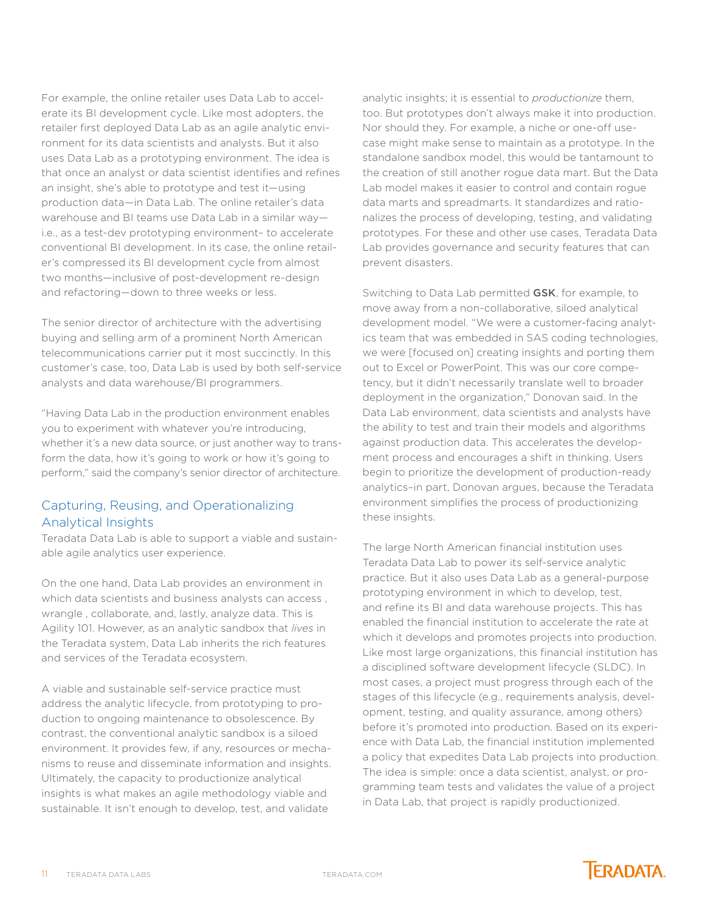For example, the online retailer uses Data Lab to accelerate its BI development cycle. Like most adopters, the retailer first deployed Data Lab as an agile analytic environment for its data scientists and analysts. But it also uses Data Lab as a prototyping environment. The idea is that once an analyst or data scientist identifies and refines an insight, she's able to prototype and test it—using production data—in Data Lab. The online retailer's data warehouse and BI teams use Data Lab in a similar way—i.e., as a test-dev prototyping environment– to accelerate conventional BI development. In its case, the online retailer's compressed its BI development cycle from almost two months—inclusive of post-development re-design and refactoring—down to three weeks or less.

The senior director of architecture with the advertising buying and selling arm of a prominent North American telecommunications carrier put it most succinctly. In this customer's case, too, Data Lab is used by both self-service analysts and data warehouse/BI programmers.

"Having Data Lab in the production environment enables you to experiment with whatever you're introducing, whether it's a new data source, or just another way to transform the data, how it's going to work or how it's going to perform," said the company's senior director of architecture.

## Capturing, Reusing, and Operationalizing Analytical Insights

Teradata Data Lab is able to support a viable and sustainable agile analytics user experience.

On the one hand, Data Lab provides an environment in which data scientists and business analysts can access , wrangle , collaborate, and, lastly, analyze data. This is Agility 101. However, as an analytic sandbox that *lives* in the Teradata system, Data Lab inherits the rich features and services of the Teradata ecosystem.

A viable and sustainable self-service practice must address the analytic lifecycle, from prototyping to production to ongoing maintenance to obsolescence. By contrast, the conventional analytic sandbox is a siloed environment. It provides few, if any, resources or mechanisms to reuse and disseminate information and insights. Ultimately, the capacity to productionize analytical insights is what makes an agile methodology viable and sustainable. It isn't enough to develop, test, and validate analytic insights; it is essential to *productionize* them, too. But prototypes don't always make it into production. Nor should they. For example, a niche or one-off use-case might make sense to maintain as a prototype. In the standalone sandbox model, this would be tantamount to the creation of still another rogue data mart. But the Data Lab model makes it easier to control and contain rogue data marts and spreadmarts. It standardizes and rationalizes the process of developing, testing, and validating prototypes. For these and other use cases, Teradata Data Lab provides governance and security features that can prevent disasters.

Switching to Data Lab permitted **GSK**, for example, to move away from a non-collaborative, siloed analytical development model. "We were a customer-facing analytics team that was embedded in SAS coding technologies, we were [focused on] creating insights and porting them out to Excel or PowerPoint. This was our core competency, but it didn't necessarily translate well to broader deployment in the organization," Donovan said. In the Data Lab environment, data scientists and analysts have the ability to test and train their models and algorithms against production data. This accelerates the development process and encourages a shift in thinking. Users begin to prioritize the development of production-ready analytics–in part, Donovan argues, because the Teradata environment simplifies the process of productionizing these insights.

The large North American financial institution uses Teradata Data Lab to power its self-service analytic practice. But it also uses Data Lab as a general-purpose prototyping environment in which to develop, test, and refine its BI and data warehouse projects. This has enabled the financial institution to accelerate the rate at which it develops and promotes projects into production. Like most large organizations, this financial institution has a disciplined software development lifecycle (SLDC). In most cases, a project must progress through each of the stages of this lifecycle (e.g., requirements analysis, development, testing, and quality assurance, among others) before it's promoted into production. Based on its experience with Data Lab, the financial institution implemented a policy that expedites Data Lab projects into production. The idea is simple: once a data scientist, analyst, or programming team tests and validates the value of a project in Data Lab, that project is rapidly productionized.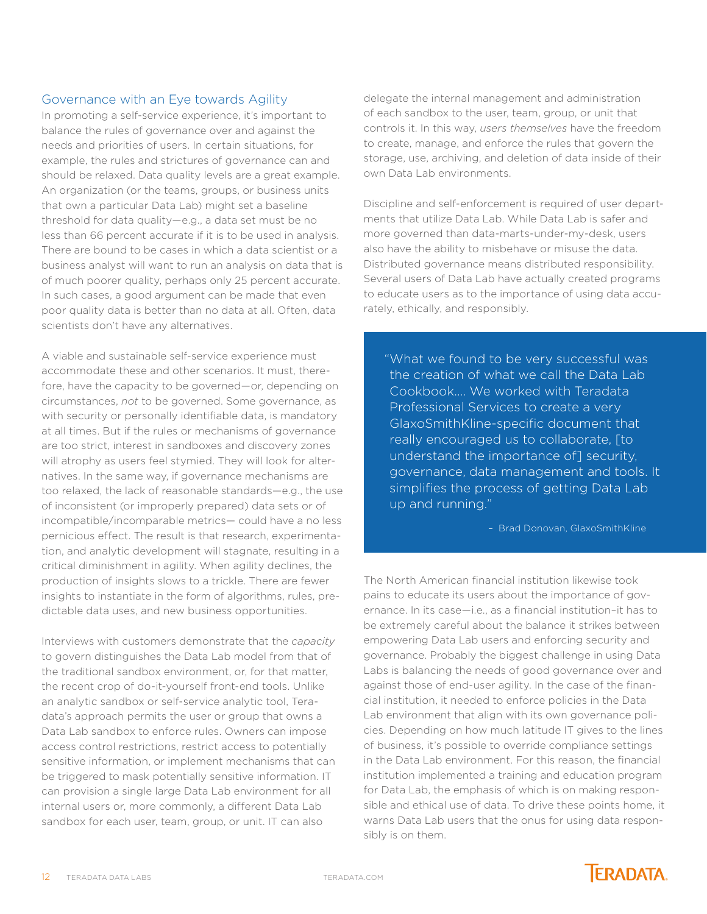## Governance with an Eye towards Agility

In promoting a self-service experience, it's important to balance the rules of governance over and against the needs and priorities of users. In certain situations, for example, the rules and strictures of governance can and should be relaxed. Data quality levels are a great example. An organization (or the teams, groups, or business units that own a particular Data Lab) might set a baseline threshold for data quality—e.g., a data set must be no less than 66 percent accurate if it is to be used in analysis. There are bound to be cases in which a data scientist or a business analyst will want to run an analysis on data that is of much poorer quality, perhaps only 25 percent accurate. In such cases, a good argument can be made that even poor quality data is better than no data at all. Often, data scientists don't have any alternatives.

A viable and sustainable self-service experience must accommodate these and other scenarios. It must, therefore, have the capacity to be governed—or, depending on circumstances, *not* to be governed. Some governance, as with security or personally identifiable data, is mandatory at all times. But if the rules or mechanisms of governance are too strict, interest in sandboxes and discovery zones will atrophy as users feel stymied. They will look for alternatives. In the same way, if governance mechanisms are too relaxed, the lack of reasonable standards—e.g., the use of inconsistent (or improperly prepared) data sets or of incompatible/incomparable metrics— could have a no less pernicious effect. The result is that research, experimentation, and analytic development will stagnate, resulting in a critical diminishment in agility. When agility declines, the production of insights slows to a trickle. There are fewer insights to instantiate in the form of algorithms, rules, predictable data uses, and new business opportunities.

Interviews with customers demonstrate that the *capacity* to govern distinguishes the Data Lab model from that of the traditional sandbox environment, or, for that matter, the recent crop of do-it-yourself front-end tools. Unlike an analytic sandbox or self-service analytic tool, Teradata's approach permits the user or group that owns a Data Lab sandbox to enforce rules. Owners can impose access control restrictions, restrict access to potentially sensitive information, or implement mechanisms that can be triggered to mask potentially sensitive information. IT can provision a single large Data Lab environment for all internal users or, more commonly, a different Data Lab sandbox for each user, team, group, or unit. IT can also delegate the internal management and administration of each sandbox to the user, team, group, or unit that controls it. In this way, *users themselves* have the freedom to create, manage, and enforce the rules that govern the storage, use, archiving, and deletion of data inside of their own Data Lab environments.

Discipline and self-enforcement is required of user departments that utilize Data Lab. While Data Lab is safer and more governed than data-marts-under-my-desk, users also have the ability to misbehave or misuse the data. Distributed governance means distributed responsibility. Several users of Data Lab have actually created programs to educate users as to the importance of using data accurately, ethically, and responsibly.

> "What we found to be very successful was the creation of what we call the Data Lab Cookbook.... We worked with Teradata Professional Services to create a very GlaxoSmithKline-specific document that really encouraged us to collaborate, [to understand the importance of] security, governance, data management and tools. It simplifies the process of getting Data Lab up and running."
>
> – Brad Donovan, GlaxoSmithKline

The North American financial institution likewise took pains to educate its users about the importance of governance. In its case—i.e., as a financial institution–it has to be extremely careful about the balance it strikes between empowering Data Lab users and enforcing security and governance. Probably the biggest challenge in using Data Labs is balancing the needs of good governance over and against those of end-user agility. In the case of the financial institution, it needed to enforce policies in the Data Lab environment that align with its own governance policies. Depending on how much latitude IT gives to the lines of business, it's possible to override compliance settings in the Data Lab environment. For this reason, the financial institution implemented a training and education program for Data Lab, the emphasis of which is on making responsible and ethical use of data. To drive these points home, it warns Data Lab users that the onus for using data responsibly is on them.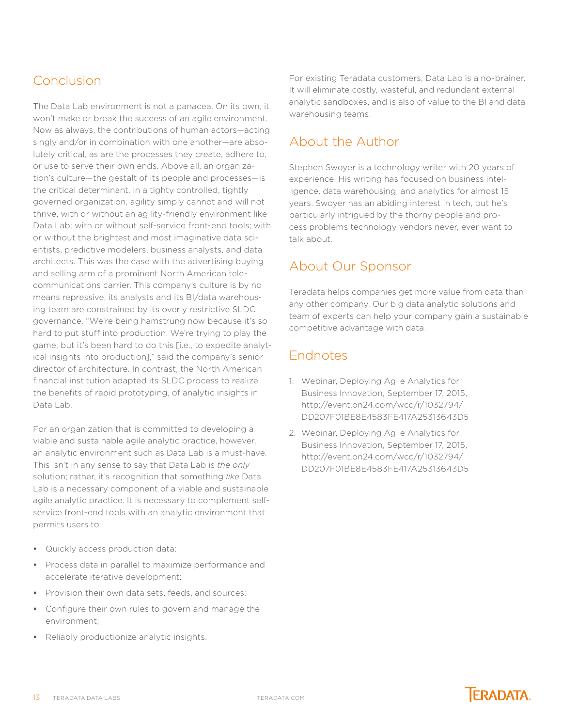## Conclusion

The Data Lab environment is not a panacea. On its own, it won't make or break the success of an agile environment. Now as always, the contributions of human actors—acting singly and/or in combination with one another—are absolutely critical, as are the processes they create, adhere to, or use to serve their own ends. Above all, an organization's culture—the gestalt of its people and processes—is the critical determinant. In a tighty controlled, tightly governed organization, agility simply cannot and will not thrive, with or without an agility-friendly environment like Data Lab; with or without self-service front-end tools; with or without the brightest and most imaginative data scientists, predictive modelers, business analysts, and data architects. This was the case with the advertising buying and selling arm of a prominent North American telecommunications carrier. This company's culture is by no means repressive, its analysts and its BI/data warehousing team are constrained by its overly restrictive SLDC governance. "We're being hamstrung now because it's so hard to put stuff into production. We're trying to play the game, but it's been hard to do this [i.e., to expedite analytical insights into production]," said the company's senior director of architecture. In contrast, the North American financial institution adapted its SLDC process to realize the benefits of rapid prototyping, of analytic insights in Data Lab.

For an organization that is committed to developing a viable and sustainable agile analytic practice, however, an analytic environment such as Data Lab is a must-have. This isn't in any sense to say that Data Lab is *the only* solution; rather, it's recognition that something *like* Data Lab is a necessary component of a viable and sustainable agile analytic practice. It is necessary to complement self-service front-end tools with an analytic environment that permits users to:

- Quickly access production data;
- Process data in parallel to maximize performance and accelerate iterative development;
- Provision their own data sets, feeds, and sources;
- Configure their own rules to govern and manage the environment;
- Reliably productionize analytic insights.

For existing Teradata customers, Data Lab is a no-brainer. It will eliminate costly, wasteful, and redundant external analytic sandboxes, and is also of value to the BI and data warehousing teams.

## About the Author

Stephen Swoyer is a technology writer with 20 years of experience. His writing has focused on business intelligence, data warehousing, and analytics for almost 15 years. Swoyer has an abiding interest in tech, but he's particularly intrigued by the thorny people and process problems technology vendors never, ever want to talk about.

## About Our Sponsor

Teradata helps companies get more value from data than any other company. Our big data analytic solutions and team of experts can help your company gain a sustainable competitive advantage with data.

## Endnotes

1. Webinar, Deploying Agile Analytics for Business Innovation, September 17, 2015, http://event.on24.com/wcc/r/1032794/DD207F01BE8E4583FE417A25313643D5
2. Webinar, Deploying Agile Analytics for Business Innovation, September 17, 2015, http://event.on24.com/wcc/r/1032794/DD207F01BE8E4583FE417A25313643D5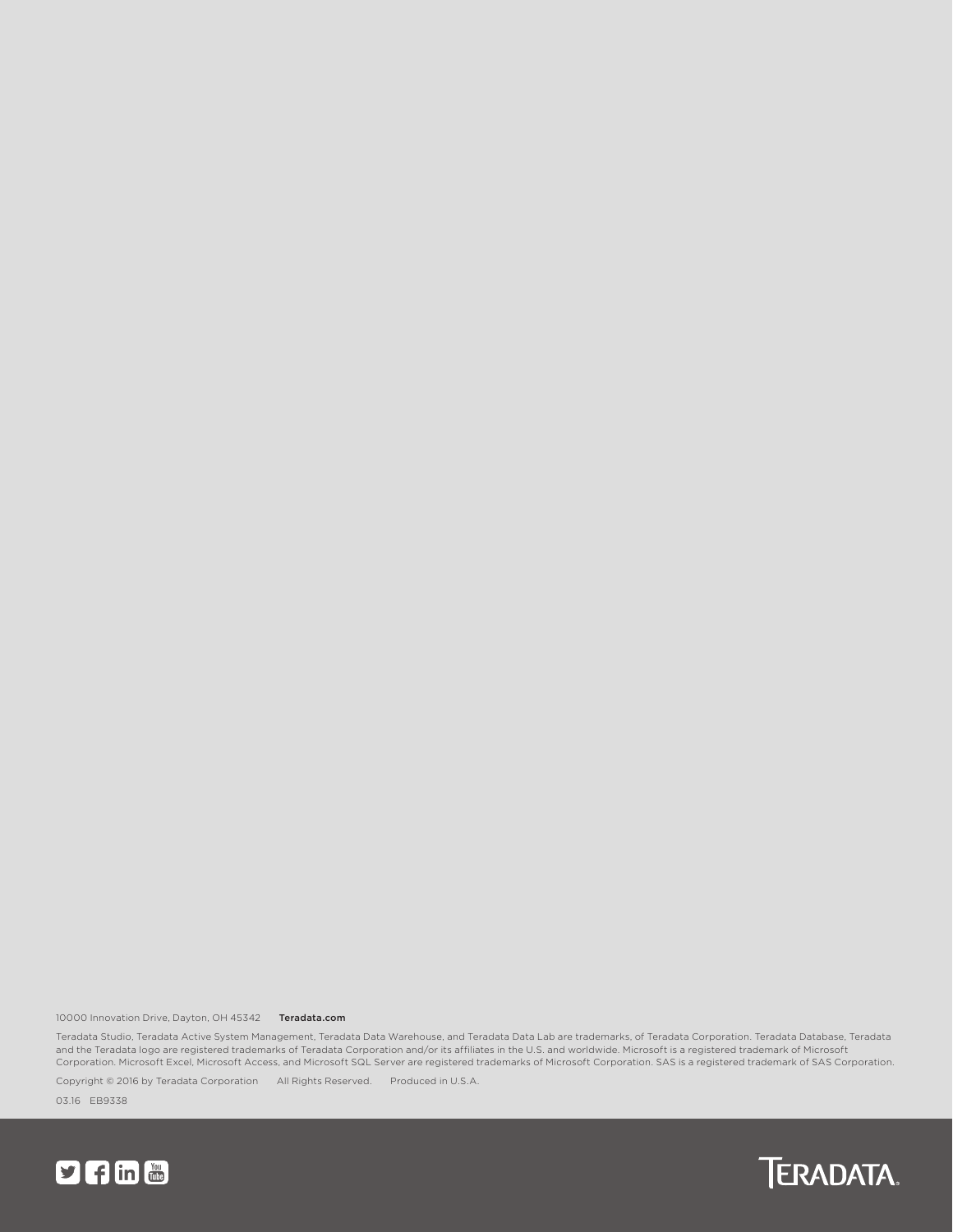10000 Innovation Drive, Dayton, OH 45342 **Teradata.com**

Teradata Studio, Teradata Active System Management, Teradata Data Warehouse, and Teradata Data Lab are trademarks, of Teradata Corporation. Teradata Database, Teradata and the Teradata logo are registered trademarks of Teradata Corporation and/or its affiliates in the U.S. and worldwide. Microsoft is a registered trademark of Microsoft Corporation. Microsoft Excel, Microsoft Access, and Microsoft SQL Server are registered trademarks of Microsoft Corporation. SAS is a registered trademark of SAS Corporation.

Copyright © 2016 by Teradata Corporation All Rights Reserved. Produced in U.S.A.

03.16 EB9338